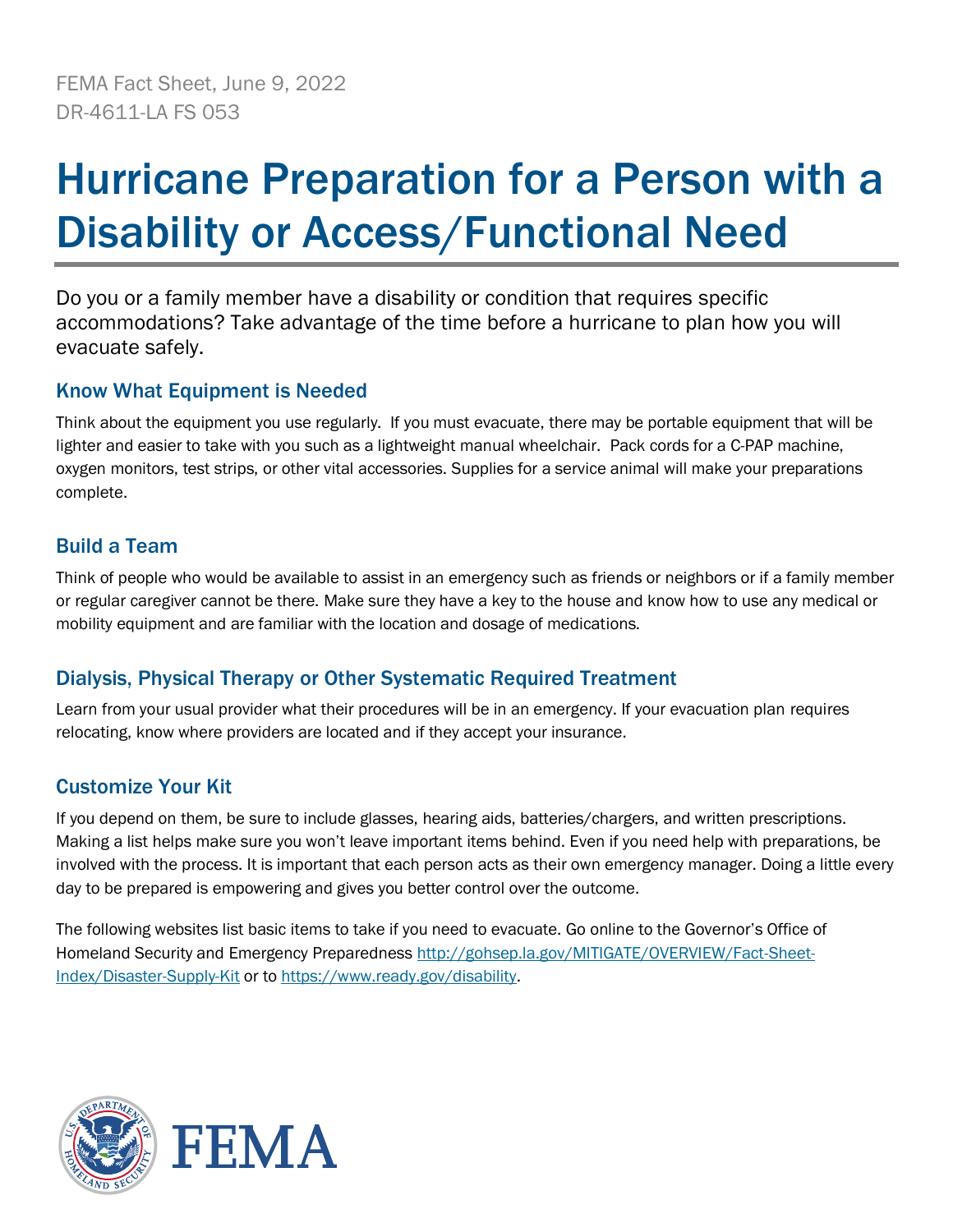FEMA Fact Sheet, June 9, 2022
DR-4611-LA FS 053

# Hurricane Preparation for a Person with a Disability or Access/Functional Need

Do you or a family member have a disability or condition that requires specific accommodations? Take advantage of the time before a hurricane to plan how you will evacuate safely.

## Know What Equipment is Needed

Think about the equipment you use regularly. If you must evacuate, there may be portable equipment that will be lighter and easier to take with you such as a lightweight manual wheelchair. Pack cords for a C-PAP machine, oxygen monitors, test strips, or other vital accessories. Supplies for a service animal will make your preparations complete.

## Build a Team

Think of people who would be available to assist in an emergency such as friends or neighbors or if a family member or regular caregiver cannot be there. Make sure they have a key to the house and know how to use any medical or mobility equipment and are familiar with the location and dosage of medications.

## Dialysis, Physical Therapy or Other Systematic Required Treatment

Learn from your usual provider what their procedures will be in an emergency. If your evacuation plan requires relocating, know where providers are located and if they accept your insurance.

## Customize Your Kit

If you depend on them, be sure to include glasses, hearing aids, batteries/chargers, and written prescriptions. Making a list helps make sure you won't leave important items behind. Even if you need help with preparations, be involved with the process. It is important that each person acts as their own emergency manager. Doing a little every day to be prepared is empowering and gives you better control over the outcome.

The following websites list basic items to take if you need to evacuate. Go online to the Governor's Office of Homeland Security and Emergency Preparedness http://gohsep.la.gov/MITIGATE/OVERVIEW/Fact-Sheet-Index/Disaster-Supply-Kit or to https://www.ready.gov/disability.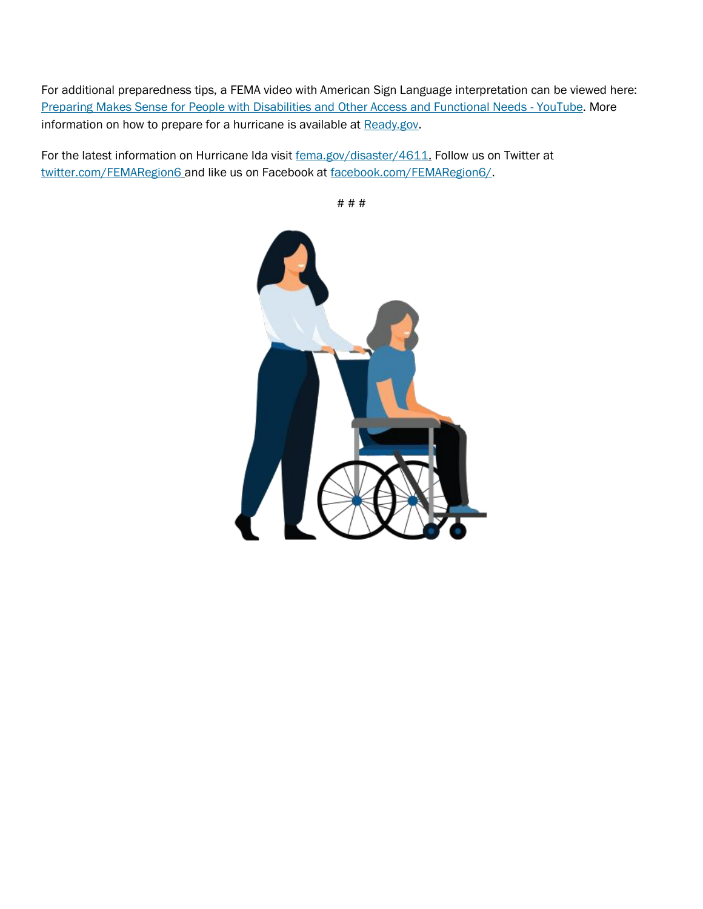For additional preparedness tips, a FEMA video with American Sign Language interpretation can be viewed here: [Preparing Makes Sense for People with Disabilities and Other Access and Functional Needs - YouTube](). More information on how to prepare for a hurricane is available at [Ready.gov]().

For the latest information on Hurricane Ida visit [fema.gov/disaster/4611](). Follow us on Twitter at [twitter.com/FEMARegion6]() and like us on Facebook at [facebook.com/FEMARegion6/]().

# # #